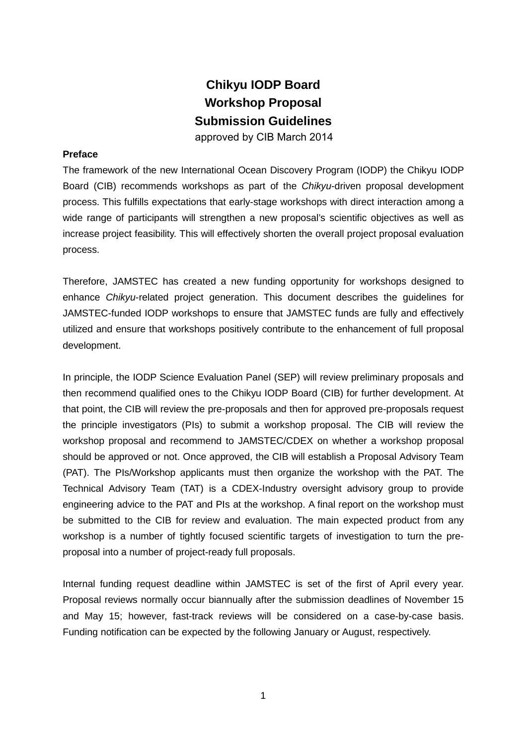# Chikyu IODP Board
# Workshop Proposal
# Submission Guidelines

approved by CIB March 2014

**Preface**

The framework of the new International Ocean Discovery Program (IODP) the Chikyu IODP Board (CIB) recommends workshops as part of the *Chikyu*-driven proposal development process. This fulfills expectations that early-stage workshops with direct interaction among a wide range of participants will strengthen a new proposal's scientific objectives as well as increase project feasibility. This will effectively shorten the overall project proposal evaluation process.

Therefore, JAMSTEC has created a new funding opportunity for workshops designed to enhance *Chikyu*-related project generation. This document describes the guidelines for JAMSTEC-funded IODP workshops to ensure that JAMSTEC funds are fully and effectively utilized and ensure that workshops positively contribute to the enhancement of full proposal development.

In principle, the IODP Science Evaluation Panel (SEP) will review preliminary proposals and then recommend qualified ones to the Chikyu IODP Board (CIB) for further development. At that point, the CIB will review the pre-proposals and then for approved pre-proposals request the principle investigators (PIs) to submit a workshop proposal. The CIB will review the workshop proposal and recommend to JAMSTEC/CDEX on whether a workshop proposal should be approved or not. Once approved, the CIB will establish a Proposal Advisory Team (PAT). The PIs/Workshop applicants must then organize the workshop with the PAT. The Technical Advisory Team (TAT) is a CDEX-Industry oversight advisory group to provide engineering advice to the PAT and PIs at the workshop. A final report on the workshop must be submitted to the CIB for review and evaluation. The main expected product from any workshop is a number of tightly focused scientific targets of investigation to turn the pre-proposal into a number of project-ready full proposals.

Internal funding request deadline within JAMSTEC is set of the first of April every year. Proposal reviews normally occur biannually after the submission deadlines of November 15 and May 15; however, fast-track reviews will be considered on a case-by-case basis. Funding notification can be expected by the following January or August, respectively.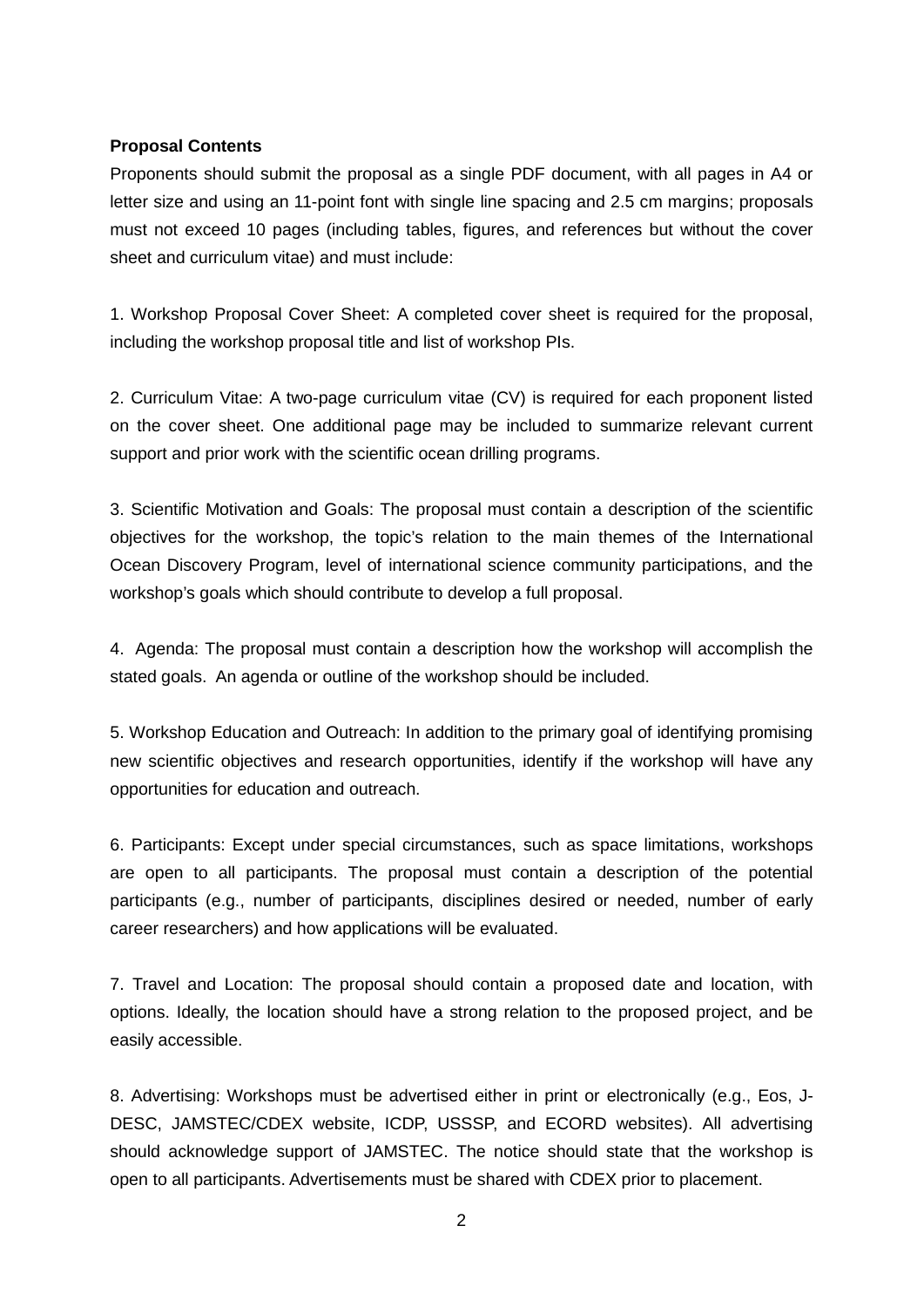**Proposal Contents**

Proponents should submit the proposal as a single PDF document, with all pages in A4 or letter size and using an 11-point font with single line spacing and 2.5 cm margins; proposals must not exceed 10 pages (including tables, figures, and references but without the cover sheet and curriculum vitae) and must include:

1. Workshop Proposal Cover Sheet: A completed cover sheet is required for the proposal, including the workshop proposal title and list of workshop PIs.

2. Curriculum Vitae: A two-page curriculum vitae (CV) is required for each proponent listed on the cover sheet. One additional page may be included to summarize relevant current support and prior work with the scientific ocean drilling programs.

3. Scientific Motivation and Goals: The proposal must contain a description of the scientific objectives for the workshop, the topic's relation to the main themes of the International Ocean Discovery Program, level of international science community participations, and the workshop's goals which should contribute to develop a full proposal.

4. Agenda: The proposal must contain a description how the workshop will accomplish the stated goals. An agenda or outline of the workshop should be included.

5. Workshop Education and Outreach: In addition to the primary goal of identifying promising new scientific objectives and research opportunities, identify if the workshop will have any opportunities for education and outreach.

6. Participants: Except under special circumstances, such as space limitations, workshops are open to all participants. The proposal must contain a description of the potential participants (e.g., number of participants, disciplines desired or needed, number of early career researchers) and how applications will be evaluated.

7. Travel and Location: The proposal should contain a proposed date and location, with options. Ideally, the location should have a strong relation to the proposed project, and be easily accessible.

8. Advertising: Workshops must be advertised either in print or electronically (e.g., Eos, J-DESC, JAMSTEC/CDEX website, ICDP, USSSP, and ECORD websites). All advertising should acknowledge support of JAMSTEC. The notice should state that the workshop is open to all participants. Advertisements must be shared with CDEX prior to placement.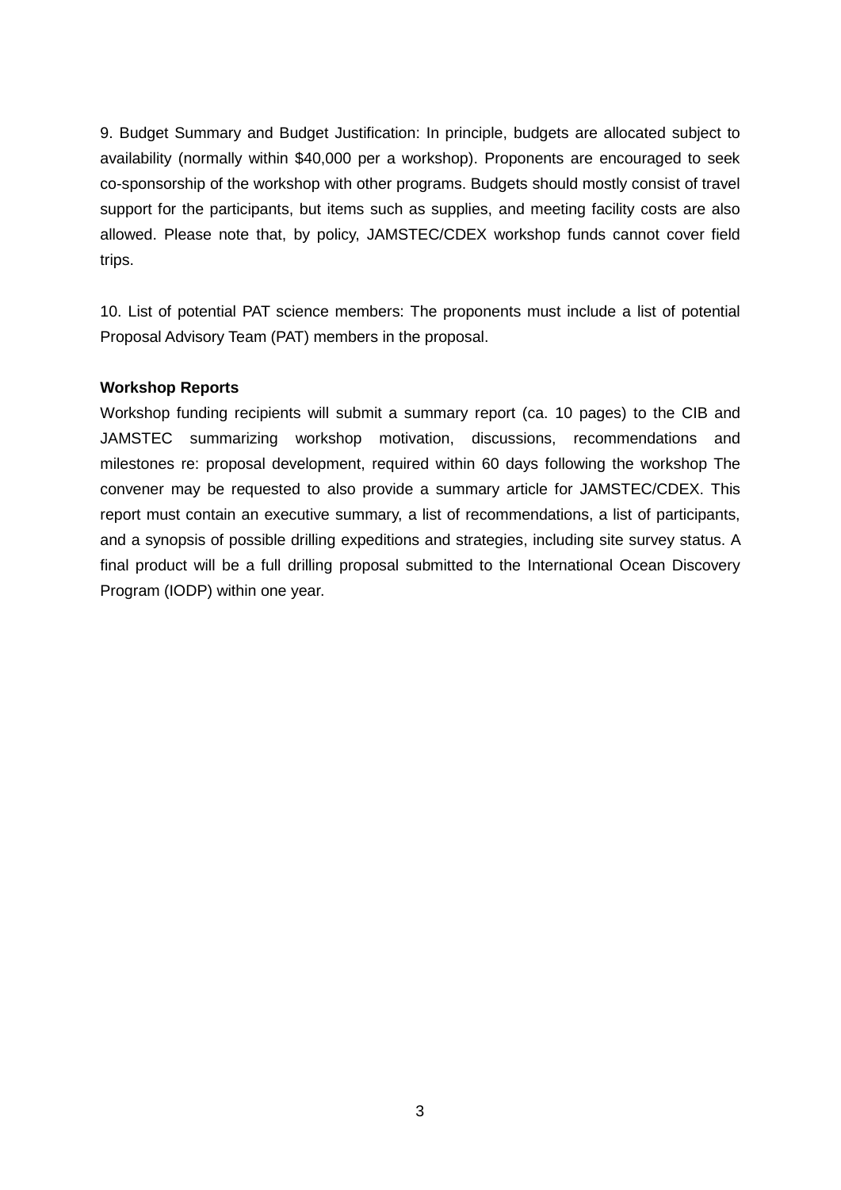9. Budget Summary and Budget Justification: In principle, budgets are allocated subject to availability (normally within $40,000 per a workshop). Proponents are encouraged to seek co-sponsorship of the workshop with other programs. Budgets should mostly consist of travel support for the participants, but items such as supplies, and meeting facility costs are also allowed. Please note that, by policy, JAMSTEC/CDEX workshop funds cannot cover field trips.

10. List of potential PAT science members: The proponents must include a list of potential Proposal Advisory Team (PAT) members in the proposal.

**Workshop Reports**

Workshop funding recipients will submit a summary report (ca. 10 pages) to the CIB and JAMSTEC summarizing workshop motivation, discussions, recommendations and milestones re: proposal development, required within 60 days following the workshop The convener may be requested to also provide a summary article for JAMSTEC/CDEX. This report must contain an executive summary, a list of recommendations, a list of participants, and a synopsis of possible drilling expeditions and strategies, including site survey status. A final product will be a full drilling proposal submitted to the International Ocean Discovery Program (IODP) within one year.